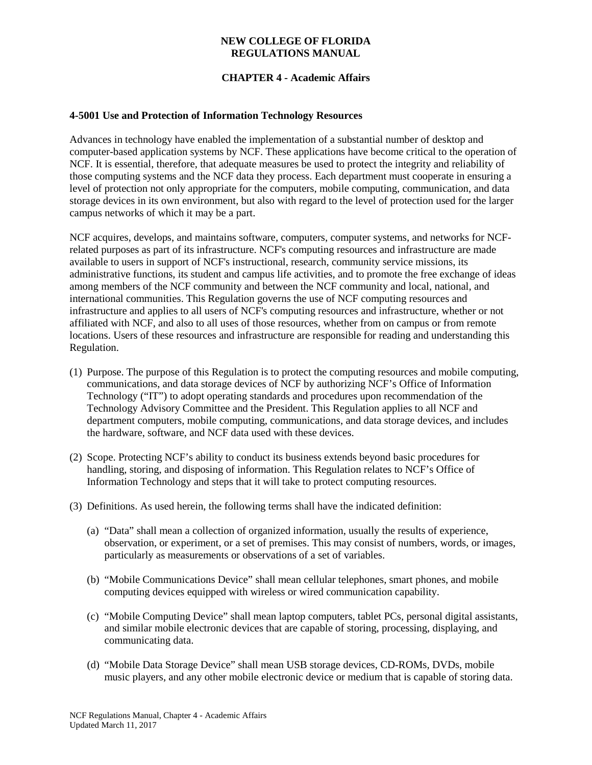# NEW COLLEGE OF FLORIDA
# REGULATIONS MANUAL

## CHAPTER 4 - Academic Affairs

### 4-5001 Use and Protection of Information Technology Resources

Advances in technology have enabled the implementation of a substantial number of desktop and computer-based application systems by NCF. These applications have become critical to the operation of NCF. It is essential, therefore, that adequate measures be used to protect the integrity and reliability of those computing systems and the NCF data they process. Each department must cooperate in ensuring a level of protection not only appropriate for the computers, mobile computing, communication, and data storage devices in its own environment, but also with regard to the level of protection used for the larger campus networks of which it may be a part.

NCF acquires, develops, and maintains software, computers, computer systems, and networks for NCF-related purposes as part of its infrastructure. NCF's computing resources and infrastructure are made available to users in support of NCF's instructional, research, community service missions, its administrative functions, its student and campus life activities, and to promote the free exchange of ideas among members of the NCF community and between the NCF community and local, national, and international communities. This Regulation governs the use of NCF computing resources and infrastructure and applies to all users of NCF's computing resources and infrastructure, whether or not affiliated with NCF, and also to all uses of those resources, whether from on campus or from remote locations. Users of these resources and infrastructure are responsible for reading and understanding this Regulation.

(1) Purpose. The purpose of this Regulation is to protect the computing resources and mobile computing, communications, and data storage devices of NCF by authorizing NCF's Office of Information Technology ("IT") to adopt operating standards and procedures upon recommendation of the Technology Advisory Committee and the President. This Regulation applies to all NCF and department computers, mobile computing, communications, and data storage devices, and includes the hardware, software, and NCF data used with these devices.

(2) Scope. Protecting NCF's ability to conduct its business extends beyond basic procedures for handling, storing, and disposing of information. This Regulation relates to NCF's Office of Information Technology and steps that it will take to protect computing resources.

(3) Definitions. As used herein, the following terms shall have the indicated definition:

   (a) "Data" shall mean a collection of organized information, usually the results of experience, observation, or experiment, or a set of premises. This may consist of numbers, words, or images, particularly as measurements or observations of a set of variables.

   (b) "Mobile Communications Device" shall mean cellular telephones, smart phones, and mobile computing devices equipped with wireless or wired communication capability.

   (c) "Mobile Computing Device" shall mean laptop computers, tablet PCs, personal digital assistants, and similar mobile electronic devices that are capable of storing, processing, displaying, and communicating data.

   (d) "Mobile Data Storage Device" shall mean USB storage devices, CD-ROMs, DVDs, mobile music players, and any other mobile electronic device or medium that is capable of storing data.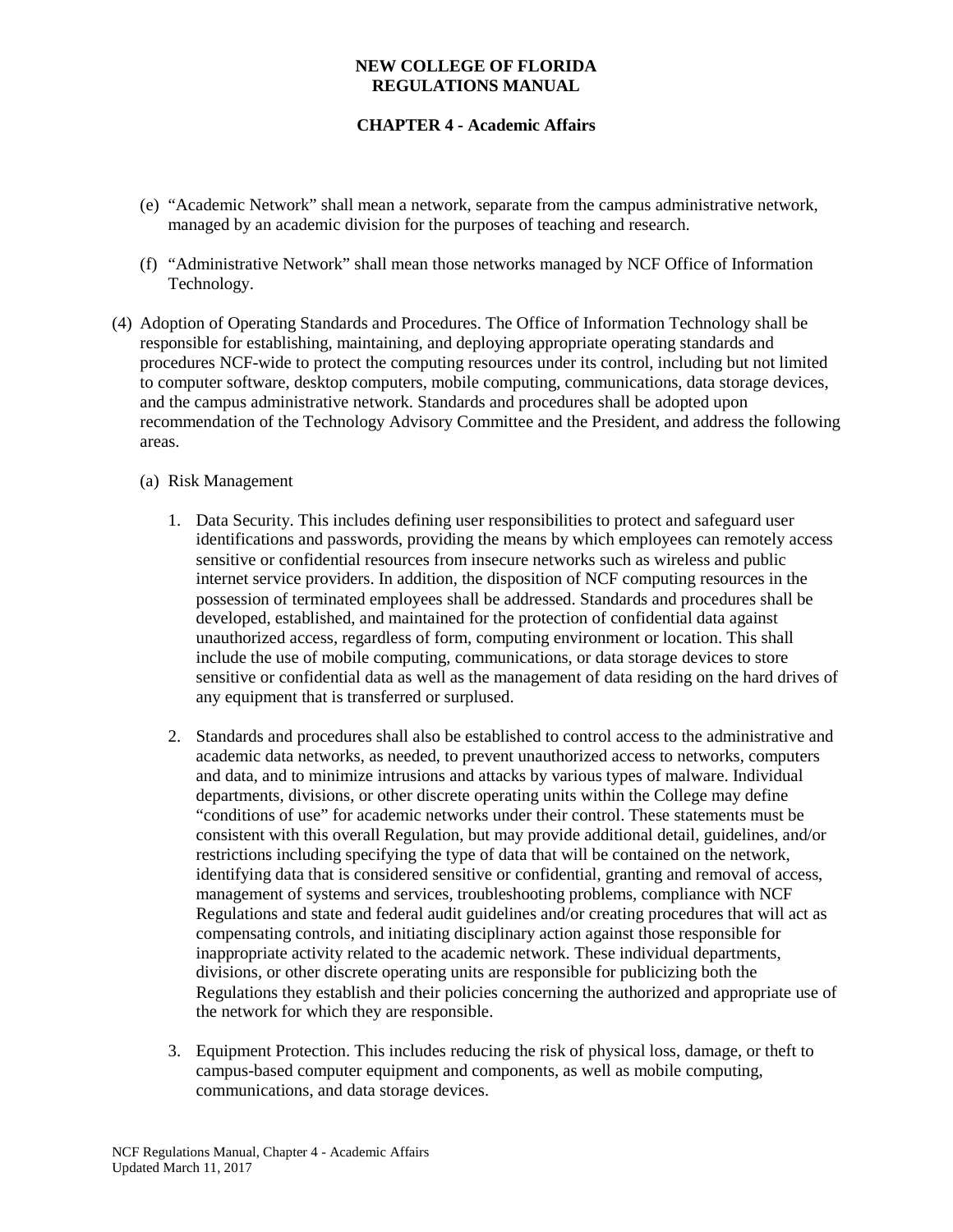(e) “Academic Network” shall mean a network, separate from the campus administrative network, managed by an academic division for the purposes of teaching and research.

(f) “Administrative Network” shall mean those networks managed by NCF Office of Information Technology.

(4) Adoption of Operating Standards and Procedures. The Office of Information Technology shall be responsible for establishing, maintaining, and deploying appropriate operating standards and procedures NCF-wide to protect the computing resources under its control, including but not limited to computer software, desktop computers, mobile computing, communications, data storage devices, and the campus administrative network. Standards and procedures shall be adopted upon recommendation of the Technology Advisory Committee and the President, and address the following areas.

(a) Risk Management

1. Data Security. This includes defining user responsibilities to protect and safeguard user identifications and passwords, providing the means by which employees can remotely access sensitive or confidential resources from insecure networks such as wireless and public internet service providers. In addition, the disposition of NCF computing resources in the possession of terminated employees shall be addressed. Standards and procedures shall be developed, established, and maintained for the protection of confidential data against unauthorized access, regardless of form, computing environment or location. This shall include the use of mobile computing, communications, or data storage devices to store sensitive or confidential data as well as the management of data residing on the hard drives of any equipment that is transferred or surplused.

2. Standards and procedures shall also be established to control access to the administrative and academic data networks, as needed, to prevent unauthorized access to networks, computers and data, and to minimize intrusions and attacks by various types of malware. Individual departments, divisions, or other discrete operating units within the College may define “conditions of use” for academic networks under their control. These statements must be consistent with this overall Regulation, but may provide additional detail, guidelines, and/or restrictions including specifying the type of data that will be contained on the network, identifying data that is considered sensitive or confidential, granting and removal of access, management of systems and services, troubleshooting problems, compliance with NCF Regulations and state and federal audit guidelines and/or creating procedures that will act as compensating controls, and initiating disciplinary action against those responsible for inappropriate activity related to the academic network. These individual departments, divisions, or other discrete operating units are responsible for publicizing both the Regulations they establish and their policies concerning the authorized and appropriate use of the network for which they are responsible.

3. Equipment Protection. This includes reducing the risk of physical loss, damage, or theft to campus-based computer equipment and components, as well as mobile computing, communications, and data storage devices.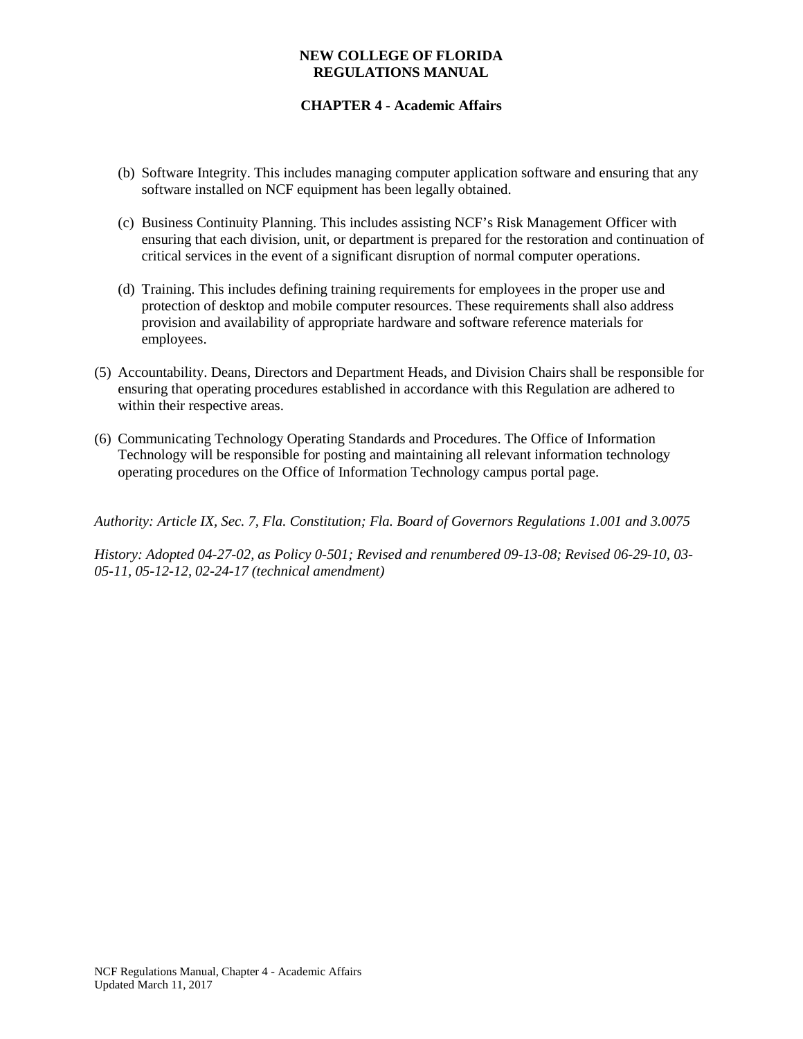(b) Software Integrity. This includes managing computer application software and ensuring that any software installed on NCF equipment has been legally obtained.

(c) Business Continuity Planning. This includes assisting NCF's Risk Management Officer with ensuring that each division, unit, or department is prepared for the restoration and continuation of critical services in the event of a significant disruption of normal computer operations.

(d) Training. This includes defining training requirements for employees in the proper use and protection of desktop and mobile computer resources. These requirements shall also address provision and availability of appropriate hardware and software reference materials for employees.

(5) Accountability. Deans, Directors and Department Heads, and Division Chairs shall be responsible for ensuring that operating procedures established in accordance with this Regulation are adhered to within their respective areas.

(6) Communicating Technology Operating Standards and Procedures. The Office of Information Technology will be responsible for posting and maintaining all relevant information technology operating procedures on the Office of Information Technology campus portal page.

*Authority: Article IX, Sec. 7, Fla. Constitution; Fla. Board of Governors Regulations 1.001 and 3.0075*

*History: Adopted 04-27-02, as Policy 0-501; Revised and renumbered 09-13-08; Revised 06-29-10, 03-05-11, 05-12-12, 02-24-17 (technical amendment)*